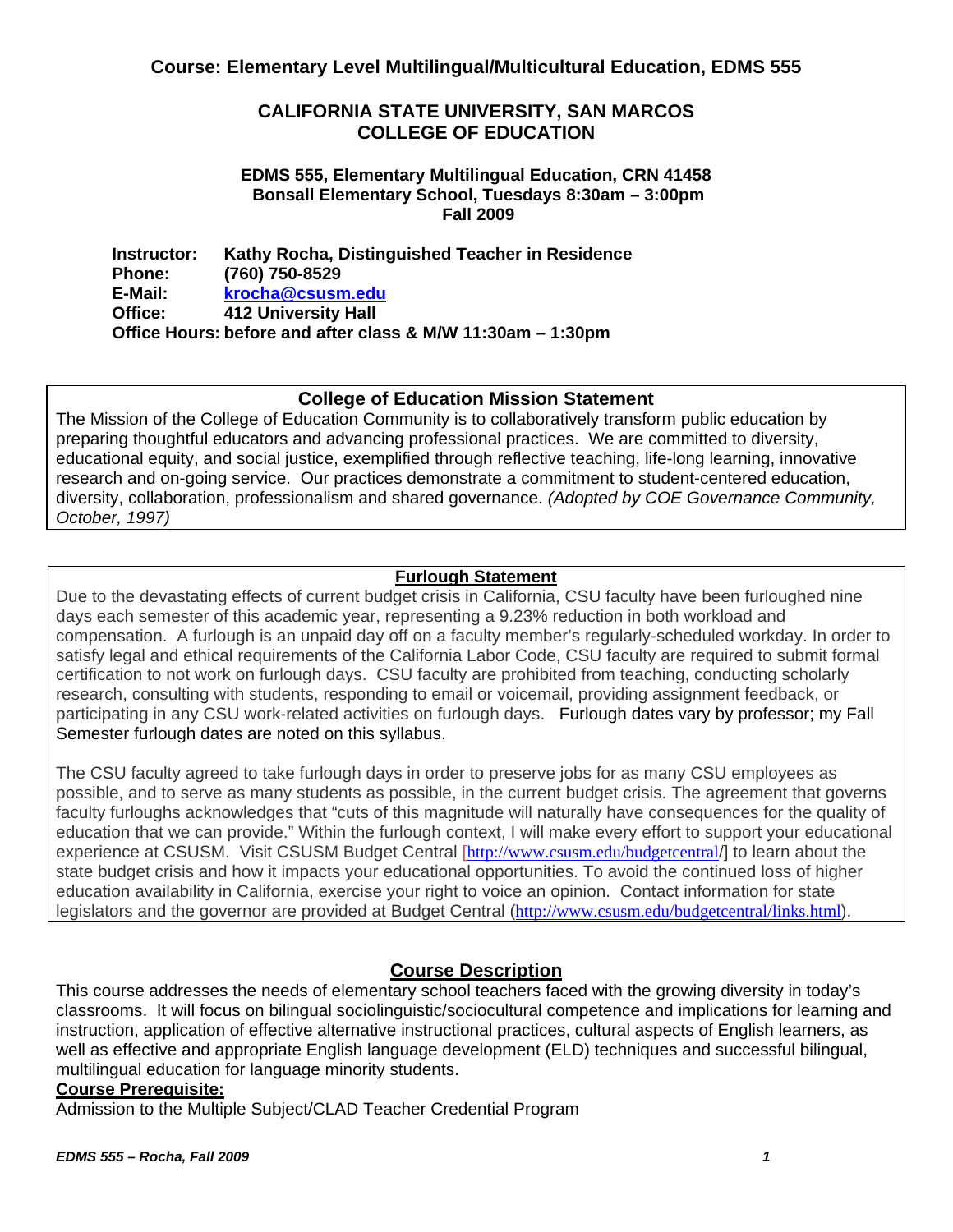**Course: Elementary Level Multilingual/Multicultural Education, EDMS 555**

# CALIFORNIA STATE UNIVERSITY, SAN MARCOS
# COLLEGE OF EDUCATION

**EDMS 555, Elementary Multilingual Education, CRN 41458**
**Bonsall Elementary School, Tuesdays 8:30am – 3:00pm**
**Fall 2009**

**Instructor:** Kathy Rocha, Distinguished Teacher in Residence
**Phone:** (760) 750-8529
**E-Mail:** krocha@csusm.edu
**Office:** 412 University Hall
**Office Hours:** before and after class & M/W 11:30am – 1:30pm

## College of Education Mission Statement

The Mission of the College of Education Community is to collaboratively transform public education by preparing thoughtful educators and advancing professional practices. We are committed to diversity, educational equity, and social justice, exemplified through reflective teaching, life-long learning, innovative research and on-going service. Our practices demonstrate a commitment to student-centered education, diversity, collaboration, professionalism and shared governance. *(Adopted by COE Governance Community, October, 1997)*

## Furlough Statement

Due to the devastating effects of current budget crisis in California, CSU faculty have been furloughed nine days each semester of this academic year, representing a 9.23% reduction in both workload and compensation. A furlough is an unpaid day off on a faculty member's regularly-scheduled workday. In order to satisfy legal and ethical requirements of the California Labor Code, CSU faculty are required to submit formal certification to not work on furlough days. CSU faculty are prohibited from teaching, conducting scholarly research, consulting with students, responding to email or voicemail, providing assignment feedback, or participating in any CSU work-related activities on furlough days. Furlough dates vary by professor; my Fall Semester furlough dates are noted on this syllabus.

The CSU faculty agreed to take furlough days in order to preserve jobs for as many CSU employees as possible, and to serve as many students as possible, in the current budget crisis. The agreement that governs faculty furloughs acknowledges that "cuts of this magnitude will naturally have consequences for the quality of education that we can provide." Within the furlough context, I will make every effort to support your educational experience at CSUSM. Visit CSUSM Budget Central [http://www.csusm.edu/budgetcentral/] to learn about the state budget crisis and how it impacts your educational opportunities. To avoid the continued loss of higher education availability in California, exercise your right to voice an opinion. Contact information for state legislators and the governor are provided at Budget Central (http://www.csusm.edu/budgetcentral/links.html).

## Course Description

This course addresses the needs of elementary school teachers faced with the growing diversity in today's classrooms. It will focus on bilingual sociolinguistic/sociocultural competence and implications for learning and instruction, application of effective alternative instructional practices, cultural aspects of English learners, as well as effective and appropriate English language development (ELD) techniques and successful bilingual, multilingual education for language minority students.

**Course Prerequisite:**

Admission to the Multiple Subject/CLAD Teacher Credential Program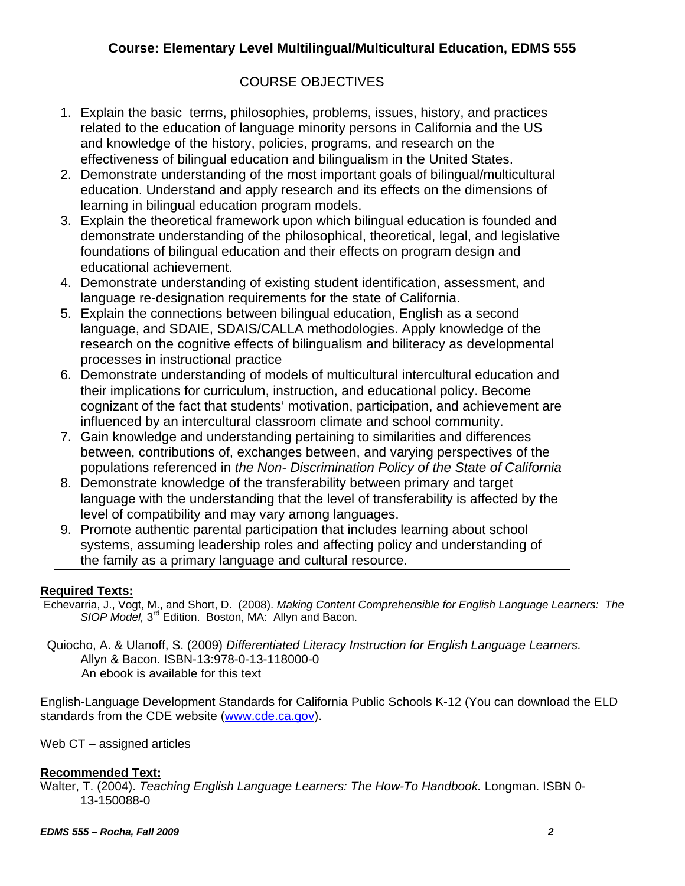## Course: Elementary Level Multilingual/Multicultural Education, EDMS 555

### COURSE OBJECTIVES

1. Explain the basic terms, philosophies, problems, issues, history, and practices related to the education of language minority persons in California and the US and knowledge of the history, policies, programs, and research on the effectiveness of bilingual education and bilingualism in the United States.
2. Demonstrate understanding of the most important goals of bilingual/multicultural education. Understand and apply research and its effects on the dimensions of learning in bilingual education program models.
3. Explain the theoretical framework upon which bilingual education is founded and demonstrate understanding of the philosophical, theoretical, legal, and legislative foundations of bilingual education and their effects on program design and educational achievement.
4. Demonstrate understanding of existing student identification, assessment, and language re-designation requirements for the state of California.
5. Explain the connections between bilingual education, English as a second language, and SDAIE, SDAIS/CALLA methodologies. Apply knowledge of the research on the cognitive effects of bilingualism and biliteracy as developmental processes in instructional practice
6. Demonstrate understanding of models of multicultural intercultural education and their implications for curriculum, instruction, and educational policy. Become cognizant of the fact that students' motivation, participation, and achievement are influenced by an intercultural classroom climate and school community.
7. Gain knowledge and understanding pertaining to similarities and differences between, contributions of, exchanges between, and varying perspectives of the populations referenced in *the Non- Discrimination Policy of the State of California*
8. Demonstrate knowledge of the transferability between primary and target language with the understanding that the level of transferability is affected by the level of compatibility and may vary among languages.
9. Promote authentic parental participation that includes learning about school systems, assuming leadership roles and affecting policy and understanding of the family as a primary language and cultural resource.

**Required Texts:**

Echevarria, J., Vogt, M., and Short, D. (2008). *Making Content Comprehensible for English Language Learners: The SIOP Model,* 3rd Edition. Boston, MA: Allyn and Bacon.

Quiocho, A. & Ulanoff, S. (2009) *Differentiated Literacy Instruction for English Language Learners.* Allyn & Bacon. ISBN-13:978-0-13-118000-0
An ebook is available for this text

English-Language Development Standards for California Public Schools K-12 (You can download the ELD standards from the CDE website (www.cde.ca.gov).

Web CT – assigned articles

**Recommended Text:**

Walter, T. (2004). *Teaching English Language Learners: The How-To Handbook.* Longman. ISBN 0-13-150088-0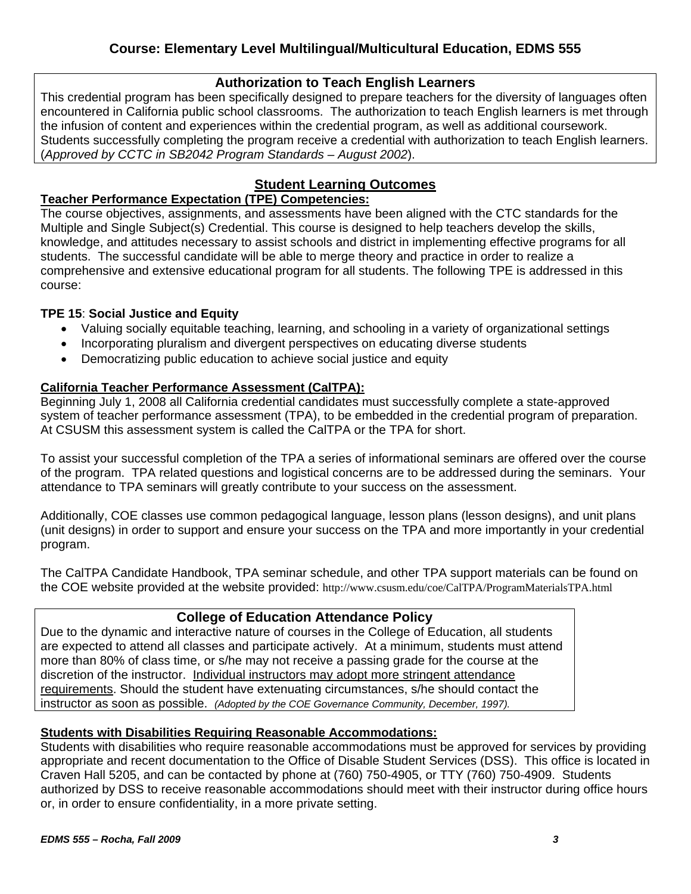## Course: Elementary Level Multilingual/Multicultural Education, EDMS 555

### Authorization to Teach English Learners

This credential program has been specifically designed to prepare teachers for the diversity of languages often encountered in California public school classrooms. The authorization to teach English learners is met through the infusion of content and experiences within the credential program, as well as additional coursework. Students successfully completing the program receive a credential with authorization to teach English learners. (*Approved by CCTC in SB2042 Program Standards – August 2002*).

## Student Learning Outcomes

**Teacher Performance Expectation (TPE) Competencies:**

The course objectives, assignments, and assessments have been aligned with the CTC standards for the Multiple and Single Subject(s) Credential. This course is designed to help teachers develop the skills, knowledge, and attitudes necessary to assist schools and district in implementing effective programs for all students. The successful candidate will be able to merge theory and practice in order to realize a comprehensive and extensive educational program for all students. The following TPE is addressed in this course:

**TPE 15**: **Social Justice and Equity**

- Valuing socially equitable teaching, learning, and schooling in a variety of organizational settings
- Incorporating pluralism and divergent perspectives on educating diverse students
- Democratizing public education to achieve social justice and equity

**California Teacher Performance Assessment (CalTPA):**

Beginning July 1, 2008 all California credential candidates must successfully complete a state-approved system of teacher performance assessment (TPA), to be embedded in the credential program of preparation. At CSUSM this assessment system is called the CalTPA or the TPA for short.

To assist your successful completion of the TPA a series of informational seminars are offered over the course of the program. TPA related questions and logistical concerns are to be addressed during the seminars. Your attendance to TPA seminars will greatly contribute to your success on the assessment.

Additionally, COE classes use common pedagogical language, lesson plans (lesson designs), and unit plans (unit designs) in order to support and ensure your success on the TPA and more importantly in your credential program.

The CalTPA Candidate Handbook, TPA seminar schedule, and other TPA support materials can be found on the COE website provided at the website provided: http://www.csusm.edu/coe/CalTPA/ProgramMaterialsTPA.html

### College of Education Attendance Policy

Due to the dynamic and interactive nature of courses in the College of Education, all students are expected to attend all classes and participate actively. At a minimum, students must attend more than 80% of class time, or s/he may not receive a passing grade for the course at the discretion of the instructor. <u>Individual instructors may adopt more stringent attendance requirements</u>. Should the student have extenuating circumstances, s/he should contact the instructor as soon as possible. *(Adopted by the COE Governance Community, December, 1997).*

**Students with Disabilities Requiring Reasonable Accommodations:**

Students with disabilities who require reasonable accommodations must be approved for services by providing appropriate and recent documentation to the Office of Disable Student Services (DSS). This office is located in Craven Hall 5205, and can be contacted by phone at (760) 750-4905, or TTY (760) 750-4909. Students authorized by DSS to receive reasonable accommodations should meet with their instructor during office hours or, in order to ensure confidentiality, in a more private setting.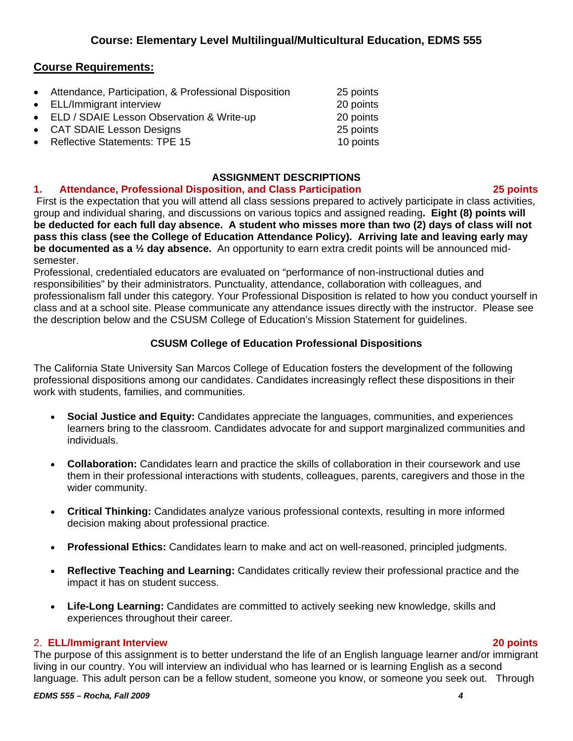## Course: Elementary Level Multilingual/Multicultural Education, EDMS 555

## Course Requirements:

- Attendance, Participation, & Professional Disposition 25 points
- ELL/Immigrant interview 20 points
- ELD / SDAIE Lesson Observation & Write-up 20 points
- CAT SDAIE Lesson Designs 25 points
- Reflective Statements: TPE 15 10 points

### ASSIGNMENT DESCRIPTIONS

### 1. Attendance, Professional Disposition, and Class Participation 25 points

First is the expectation that you will attend all class sessions prepared to actively participate in class activities, group and individual sharing, and discussions on various topics and assigned reading**. Eight (8) points will be deducted for each full day absence. A student who misses more than two (2) days of class will not pass this class (see the College of Education Attendance Policy). Arriving late and leaving early may be documented as a ½ day absence.** An opportunity to earn extra credit points will be announced mid-semester.

Professional, credentialed educators are evaluated on "performance of non-instructional duties and responsibilities" by their administrators. Punctuality, attendance, collaboration with colleagues, and professionalism fall under this category. Your Professional Disposition is related to how you conduct yourself in class and at a school site. Please communicate any attendance issues directly with the instructor. Please see the description below and the CSUSM College of Education's Mission Statement for guidelines.

#### CSUSM College of Education Professional Dispositions

The California State University San Marcos College of Education fosters the development of the following professional dispositions among our candidates. Candidates increasingly reflect these dispositions in their work with students, families, and communities.

- **Social Justice and Equity:** Candidates appreciate the languages, communities, and experiences learners bring to the classroom. Candidates advocate for and support marginalized communities and individuals.
- **Collaboration:** Candidates learn and practice the skills of collaboration in their coursework and use them in their professional interactions with students, colleagues, parents, caregivers and those in the wider community.
- **Critical Thinking:** Candidates analyze various professional contexts, resulting in more informed decision making about professional practice.
- **Professional Ethics:** Candidates learn to make and act on well-reasoned, principled judgments.
- **Reflective Teaching and Learning:** Candidates critically review their professional practice and the impact it has on student success.
- **Life-Long Learning:** Candidates are committed to actively seeking new knowledge, skills and experiences throughout their career.

### 2. ELL/Immigrant Interview 20 points

The purpose of this assignment is to better understand the life of an English language learner and/or immigrant living in our country. You will interview an individual who has learned or is learning English as a second language. This adult person can be a fellow student, someone you know, or someone you seek out. Through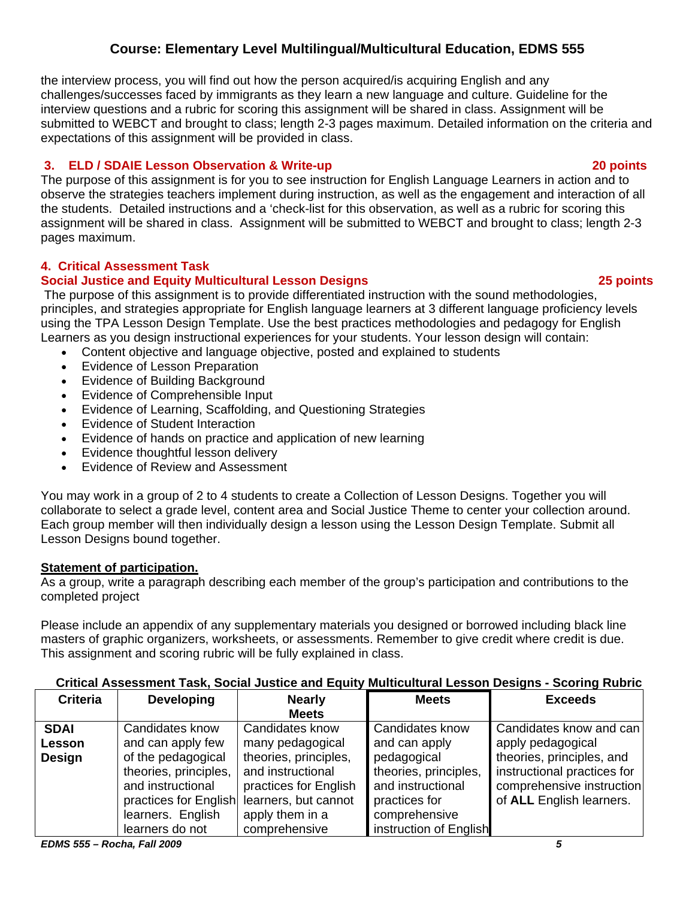the interview process, you will find out how the person acquired/is acquiring English and any challenges/successes faced by immigrants as they learn a new language and culture. Guideline for the interview questions and a rubric for scoring this assignment will be shared in class. Assignment will be submitted to WEBCT and brought to class; length 2-3 pages maximum. Detailed information on the criteria and expectations of this assignment will be provided in class.

### 3. ELD / SDAIE Lesson Observation & Write-up — 20 points

The purpose of this assignment is for you to see instruction for English Language Learners in action and to observe the strategies teachers implement during instruction, as well as the engagement and interaction of all the students. Detailed instructions and a 'check-list for this observation, as well as a rubric for scoring this assignment will be shared in class. Assignment will be submitted to WEBCT and brought to class; length 2-3 pages maximum.

### 4. Critical Assessment Task
### Social Justice and Equity Multicultural Lesson Designs — 25 points

The purpose of this assignment is to provide differentiated instruction with the sound methodologies, principles, and strategies appropriate for English language learners at 3 different language proficiency levels using the TPA Lesson Design Template. Use the best practices methodologies and pedagogy for English Learners as you design instructional experiences for your students. Your lesson design will contain:

- Content objective and language objective, posted and explained to students
- Evidence of Lesson Preparation
- Evidence of Building Background
- Evidence of Comprehensible Input
- Evidence of Learning, Scaffolding, and Questioning Strategies
- Evidence of Student Interaction
- Evidence of hands on practice and application of new learning
- Evidence thoughtful lesson delivery
- Evidence of Review and Assessment

You may work in a group of 2 to 4 students to create a Collection of Lesson Designs. Together you will collaborate to select a grade level, content area and Social Justice Theme to center your collection around. Each group member will then individually design a lesson using the Lesson Design Template. Submit all Lesson Designs bound together.

**Statement of participation.**

As a group, write a paragraph describing each member of the group's participation and contributions to the completed project

Please include an appendix of any supplementary materials you designed or borrowed including black line masters of graphic organizers, worksheets, or assessments. Remember to give credit where credit is due. This assignment and scoring rubric will be fully explained in class.

**Critical Assessment Task, Social Justice and Equity Multicultural Lesson Designs - Scoring Rubric**

| Criteria | Developing | Nearly Meets | Meets | Exceeds |
|---|---|---|---|---|
| **SDAI Lesson Design** | Candidates know and can apply few of the pedagogical theories, principles, and instructional practices for English learners. English learners do not | Candidates know many pedagogical theories, principles, and instructional practices for English learners, but cannot apply them in a comprehensive | Candidates know and can apply pedagogical theories, principles, and instructional practices for comprehensive instruction of English | Candidates know and can apply pedagogical theories, principles, and instructional practices for comprehensive instruction of **ALL** English learners. |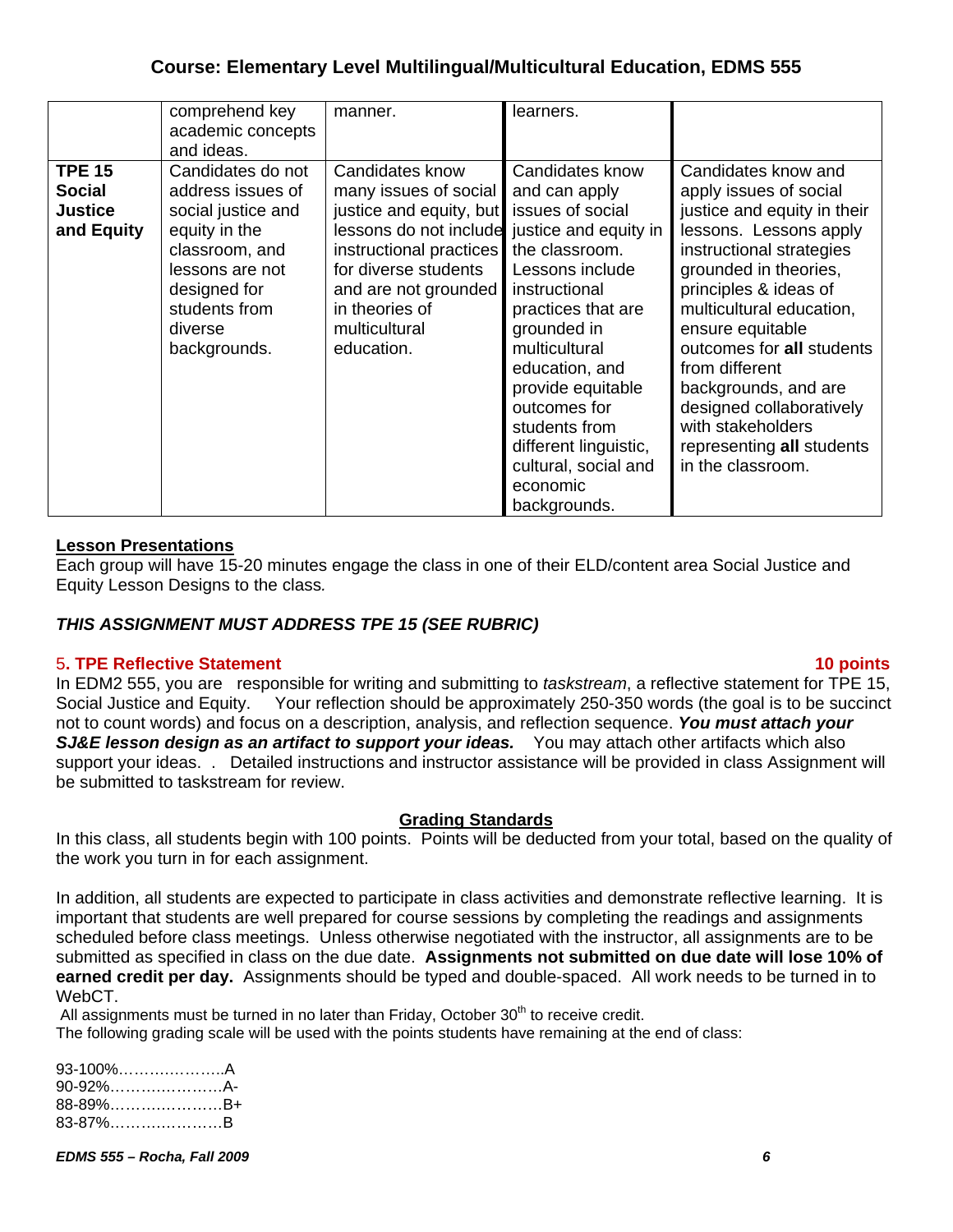| | comprehend key academic concepts and ideas. | manner. | learners. | |
|---|---|---|---|---|
| **TPE 15 Social Justice and Equity** | Candidates do not address issues of social justice and equity in the classroom, and lessons are not designed for students from diverse backgrounds. | Candidates know many issues of social justice and equity, but lessons do not include instructional practices for diverse students and are not grounded in theories of multicultural education. | Candidates know and can apply issues of social justice and equity in the classroom. Lessons include instructional practices that are grounded in multicultural education, and provide equitable outcomes for students from different linguistic, cultural, social and economic backgrounds. | Candidates know and apply issues of social justice and equity in their lessons. Lessons apply instructional strategies grounded in theories, principles & ideas of multicultural education, ensure equitable outcomes for **all** students from different backgrounds, and are designed collaboratively with stakeholders representing **all** students in the classroom. |

**Lesson Presentations**

Each group will have 15-20 minutes engage the class in one of their ELD/content area Social Justice and Equity Lesson Designs to the class*.*

***THIS ASSIGNMENT MUST ADDRESS TPE 15 (SEE RUBRIC)***

**5. TPE Reflective Statement** **10 points**

In EDM2 555, you are responsible for writing and submitting to *taskstream*, a reflective statement for TPE 15, Social Justice and Equity. Your reflection should be approximately 250-350 words (the goal is to be succinct not to count words) and focus on a description, analysis, and reflection sequence. ***You must attach your SJ&E lesson design as an artifact to support your ideas.*** You may attach other artifacts which also support your ideas. . Detailed instructions and instructor assistance will be provided in class Assignment will be submitted to taskstream for review.

**Grading Standards**

In this class, all students begin with 100 points. Points will be deducted from your total, based on the quality of the work you turn in for each assignment.

In addition, all students are expected to participate in class activities and demonstrate reflective learning. It is important that students are well prepared for course sessions by completing the readings and assignments scheduled before class meetings. Unless otherwise negotiated with the instructor, all assignments are to be submitted as specified in class on the due date. **Assignments not submitted on due date will lose 10% of earned credit per day.** Assignments should be typed and double-spaced. All work needs to be turned in to WebCT.

All assignments must be turned in no later than Friday, October 30th to receive credit.

The following grading scale will be used with the points students have remaining at the end of class:

93-100%………………..A
90-92%………………….A-
88-89%………………….B+
83-87%………………….B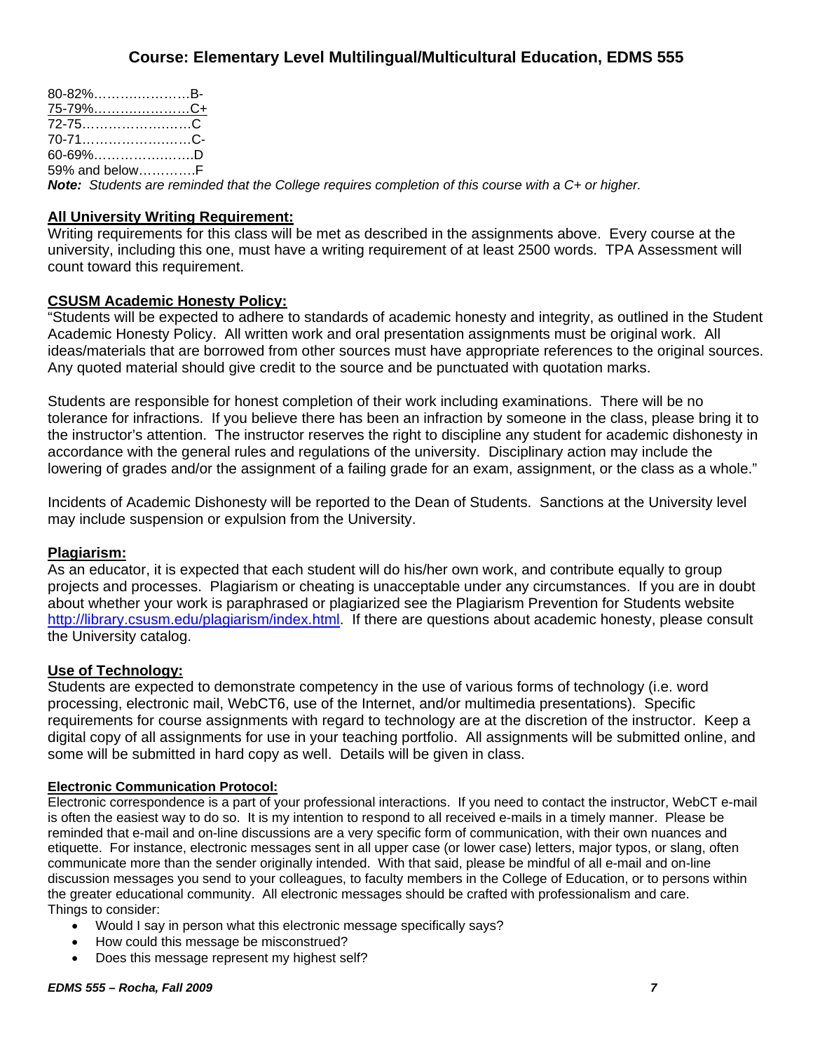80-82%…………………B-
75-79%…………………C+
72-75……………………C
70-71……………………C-
60-69%………………….D
59% and below…………F

***Note:** Students are reminded that the College requires completion of this course with a C+ or higher.*

## All University Writing Requirement:

Writing requirements for this class will be met as described in the assignments above. Every course at the university, including this one, must have a writing requirement of at least 2500 words. TPA Assessment will count toward this requirement.

## CSUSM Academic Honesty Policy:

"Students will be expected to adhere to standards of academic honesty and integrity, as outlined in the Student Academic Honesty Policy. All written work and oral presentation assignments must be original work. All ideas/materials that are borrowed from other sources must have appropriate references to the original sources. Any quoted material should give credit to the source and be punctuated with quotation marks.

Students are responsible for honest completion of their work including examinations. There will be no tolerance for infractions. If you believe there has been an infraction by someone in the class, please bring it to the instructor's attention. The instructor reserves the right to discipline any student for academic dishonesty in accordance with the general rules and regulations of the university. Disciplinary action may include the lowering of grades and/or the assignment of a failing grade for an exam, assignment, or the class as a whole."

Incidents of Academic Dishonesty will be reported to the Dean of Students. Sanctions at the University level may include suspension or expulsion from the University.

## Plagiarism:

As an educator, it is expected that each student will do his/her own work, and contribute equally to group projects and processes. Plagiarism or cheating is unacceptable under any circumstances. If you are in doubt about whether your work is paraphrased or plagiarized see the Plagiarism Prevention for Students website http://library.csusm.edu/plagiarism/index.html. If there are questions about academic honesty, please consult the University catalog.

## Use of Technology:

Students are expected to demonstrate competency in the use of various forms of technology (i.e. word processing, electronic mail, WebCT6, use of the Internet, and/or multimedia presentations). Specific requirements for course assignments with regard to technology are at the discretion of the instructor. Keep a digital copy of all assignments for use in your teaching portfolio. All assignments will be submitted online, and some will be submitted in hard copy as well. Details will be given in class.

### Electronic Communication Protocol:

Electronic correspondence is a part of your professional interactions. If you need to contact the instructor, WebCT e-mail is often the easiest way to do so. It is my intention to respond to all received e-mails in a timely manner. Please be reminded that e-mail and on-line discussions are a very specific form of communication, with their own nuances and etiquette. For instance, electronic messages sent in all upper case (or lower case) letters, major typos, or slang, often communicate more than the sender originally intended. With that said, please be mindful of all e-mail and on-line discussion messages you send to your colleagues, to faculty members in the College of Education, or to persons within the greater educational community. All electronic messages should be crafted with professionalism and care.
Things to consider:

- Would I say in person what this electronic message specifically says?
- How could this message be misconstrued?
- Does this message represent my highest self?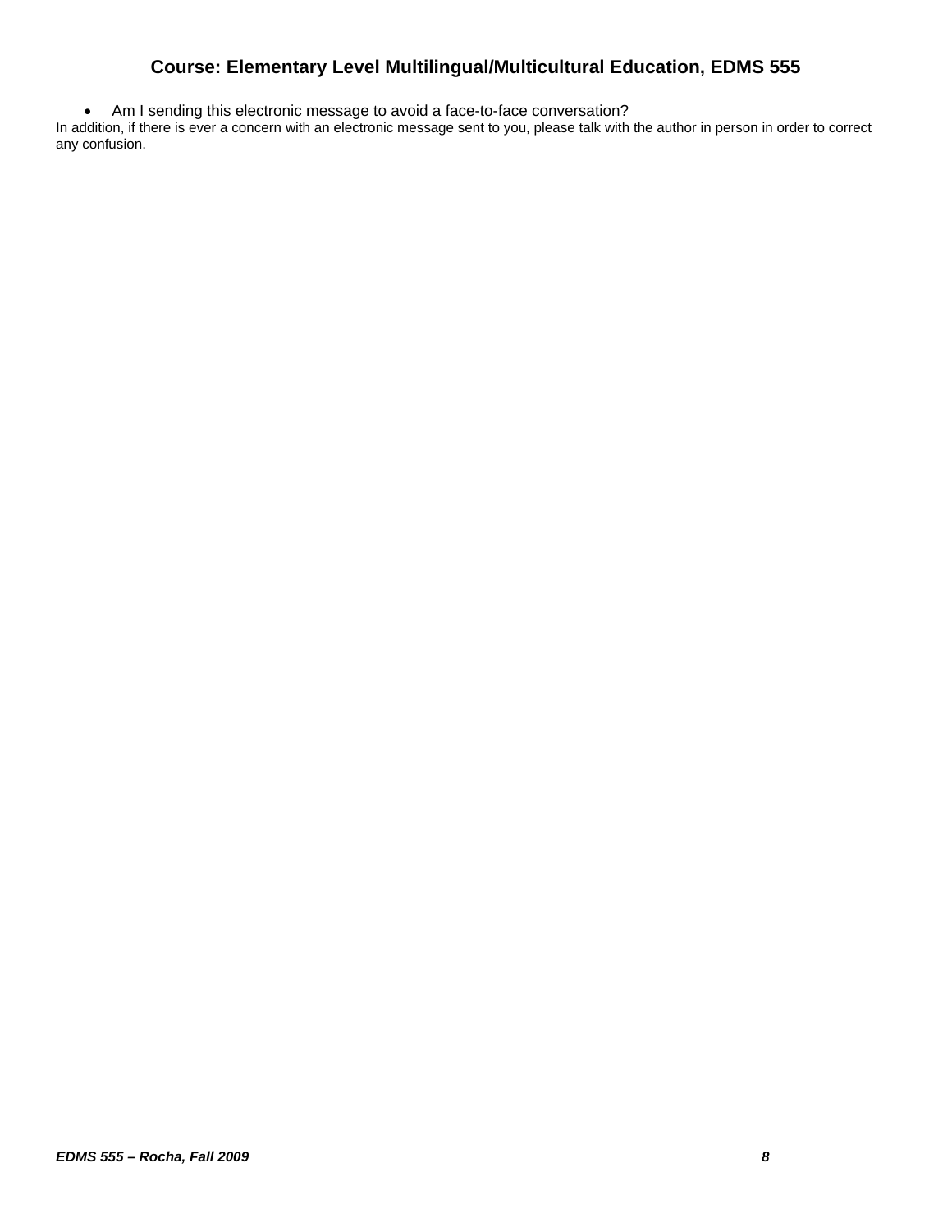- Am I sending this electronic message to avoid a face-to-face conversation?

In addition, if there is ever a concern with an electronic message sent to you, please talk with the author in person in order to correct any confusion.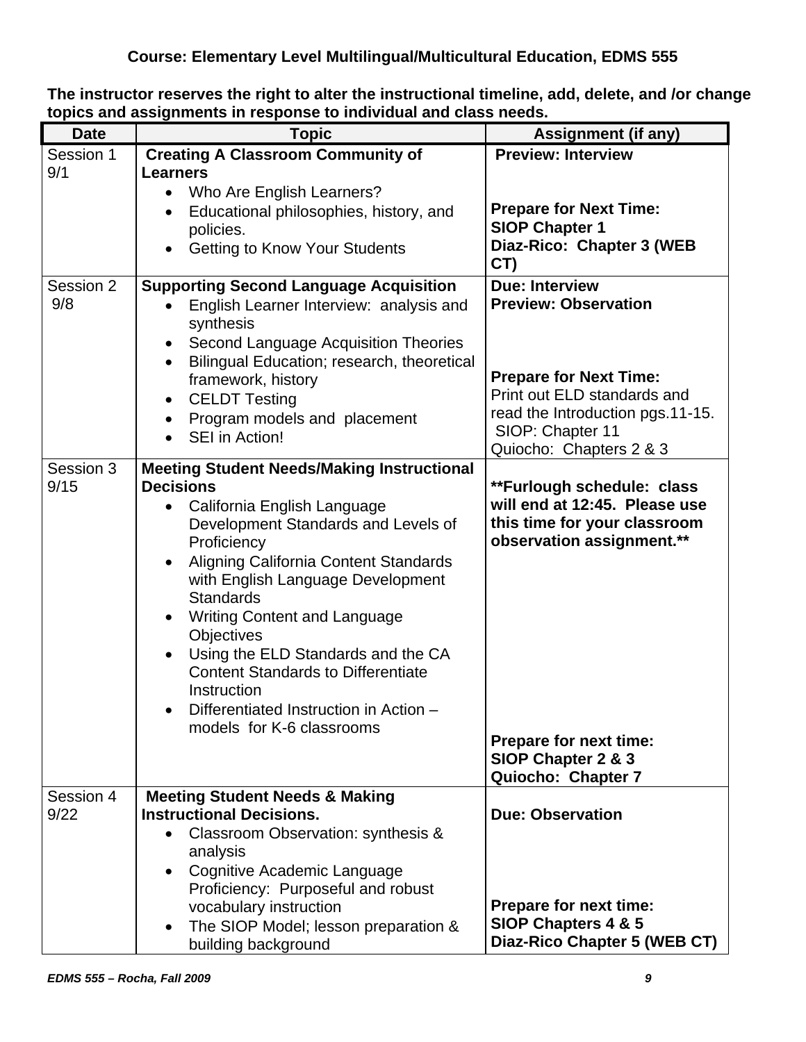**Course: Elementary Level Multilingual/Multicultural Education, EDMS 555**

**The instructor reserves the right to alter the instructional timeline, add, delete, and /or change topics and assignments in response to individual and class needs.**

| Date | Topic | Assignment (if any) |
|---|---|---|
| Session 1 9/1 | **Creating A Classroom Community of Learners**<br>• Who Are English Learners?<br>• Educational philosophies, history, and policies.<br>• Getting to Know Your Students | **Preview: Interview**<br><br>**Prepare for Next Time:**<br>**SIOP Chapter 1**<br>**Diaz-Rico: Chapter 3 (WEB CT)** |
| Session 2 9/8 | **Supporting Second Language Acquisition**<br>• English Learner Interview: analysis and synthesis<br>• Second Language Acquisition Theories<br>• Bilingual Education; research, theoretical framework, history<br>• CELDT Testing<br>• Program models and placement<br>• SEI in Action! | **Due: Interview**<br>**Preview: Observation**<br><br>**Prepare for Next Time:**<br>Print out ELD standards and read the Introduction pgs.11-15.<br>SIOP: Chapter 11<br>Quiocho: Chapters 2 & 3 |
| Session 3 9/15 | **Meeting Student Needs/Making Instructional Decisions**<br>• California English Language Development Standards and Levels of Proficiency<br>• Aligning California Content Standards with English Language Development Standards<br>• Writing Content and Language Objectives<br>• Using the ELD Standards and the CA Content Standards to Differentiate Instruction<br>• Differentiated Instruction in Action – models for K-6 classrooms | **\*\*Furlough schedule: class will end at 12:45. Please use this time for your classroom observation assignment.\*\***<br><br>**Prepare for next time:**<br>**SIOP Chapter 2 & 3**<br>**Quiocho: Chapter 7** |
| Session 4 9/22 | **Meeting Student Needs & Making Instructional Decisions.**<br>• Classroom Observation: synthesis & analysis<br>• Cognitive Academic Language Proficiency: Purposeful and robust vocabulary instruction<br>• The SIOP Model; lesson preparation & building background | **Due: Observation**<br><br>**Prepare for next time:**<br>**SIOP Chapters 4 & 5**<br>**Diaz-Rico Chapter 5 (WEB CT)** |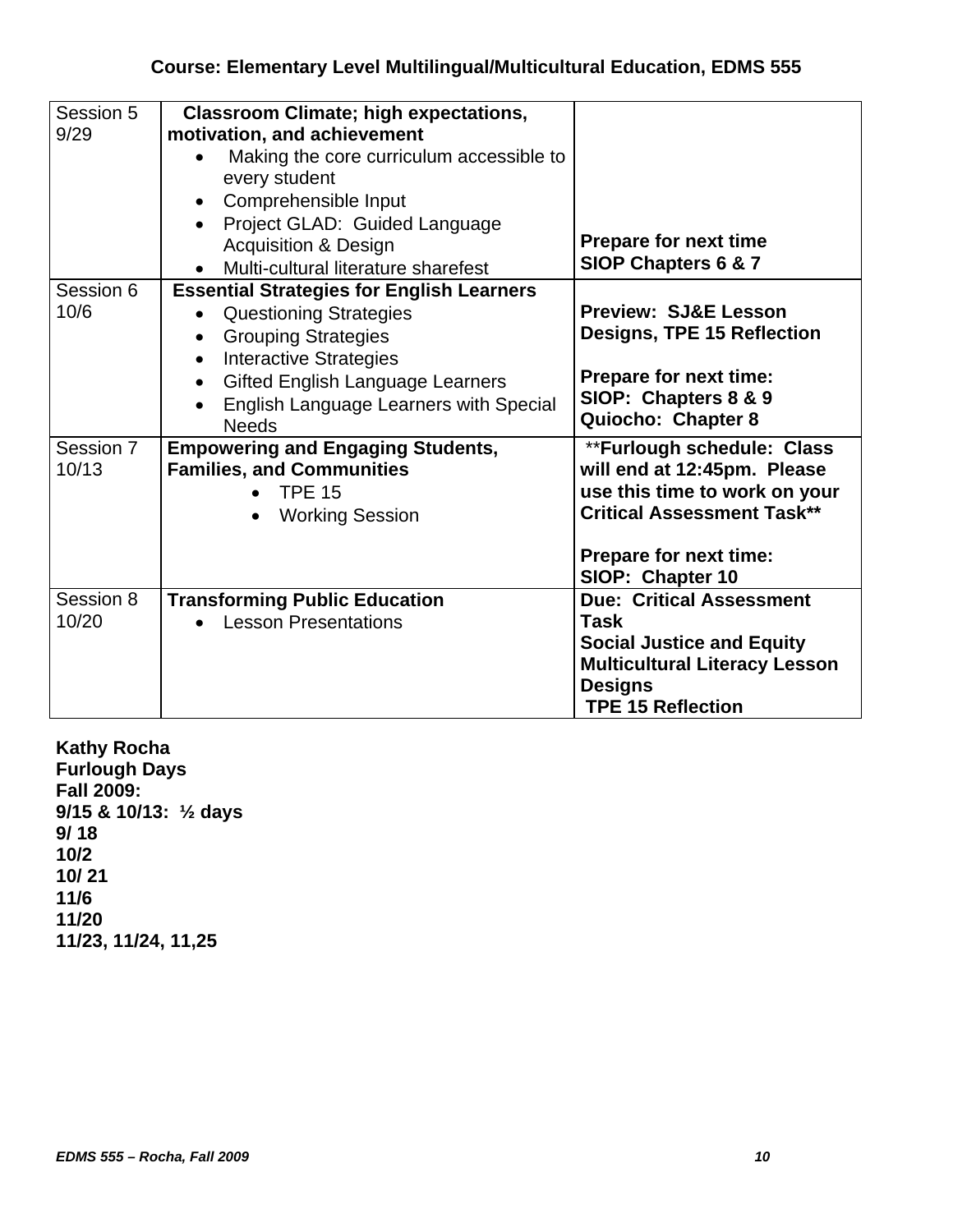**Course: Elementary Level Multilingual/Multicultural Education, EDMS 555**

| | | |
|---|---|---|
| Session 5<br>9/29 | **Classroom Climate; high expectations, motivation, and achievement**<br>• Making the core curriculum accessible to every student<br>• Comprehensible Input<br>• Project GLAD: Guided Language Acquisition & Design<br>• Multi-cultural literature sharefest | **Prepare for next time**<br>**SIOP Chapters 6 & 7** |
| Session 6<br>10/6 | **Essential Strategies for English Learners**<br>• Questioning Strategies<br>• Grouping Strategies<br>• Interactive Strategies<br>• Gifted English Language Learners<br>• English Language Learners with Special Needs | **Preview: SJ&E Lesson Designs, TPE 15 Reflection**<br><br>**Prepare for next time:**<br>**SIOP: Chapters 8 & 9**<br>**Quiocho: Chapter 8** |
| Session 7<br>10/13 | **Empowering and Engaging Students, Families, and Communities**<br>• TPE 15<br>• Working Session | **\*\*Furlough schedule: Class will end at 12:45pm. Please use this time to work on your Critical Assessment Task\*\***<br><br>**Prepare for next time:**<br>**SIOP: Chapter 10** |
| Session 8<br>10/20 | **Transforming Public Education**<br>• Lesson Presentations | **Due: Critical Assessment Task**<br>**Social Justice and Equity Multicultural Literacy Lesson Designs**<br>**TPE 15 Reflection** |

**Kathy Rocha**
**Furlough Days**
**Fall 2009:**
**9/15 & 10/13: ½ days**
**9/ 18**
**10/2**
**10/ 21**
**11/6**
**11/20**
**11/23, 11/24, 11,25**